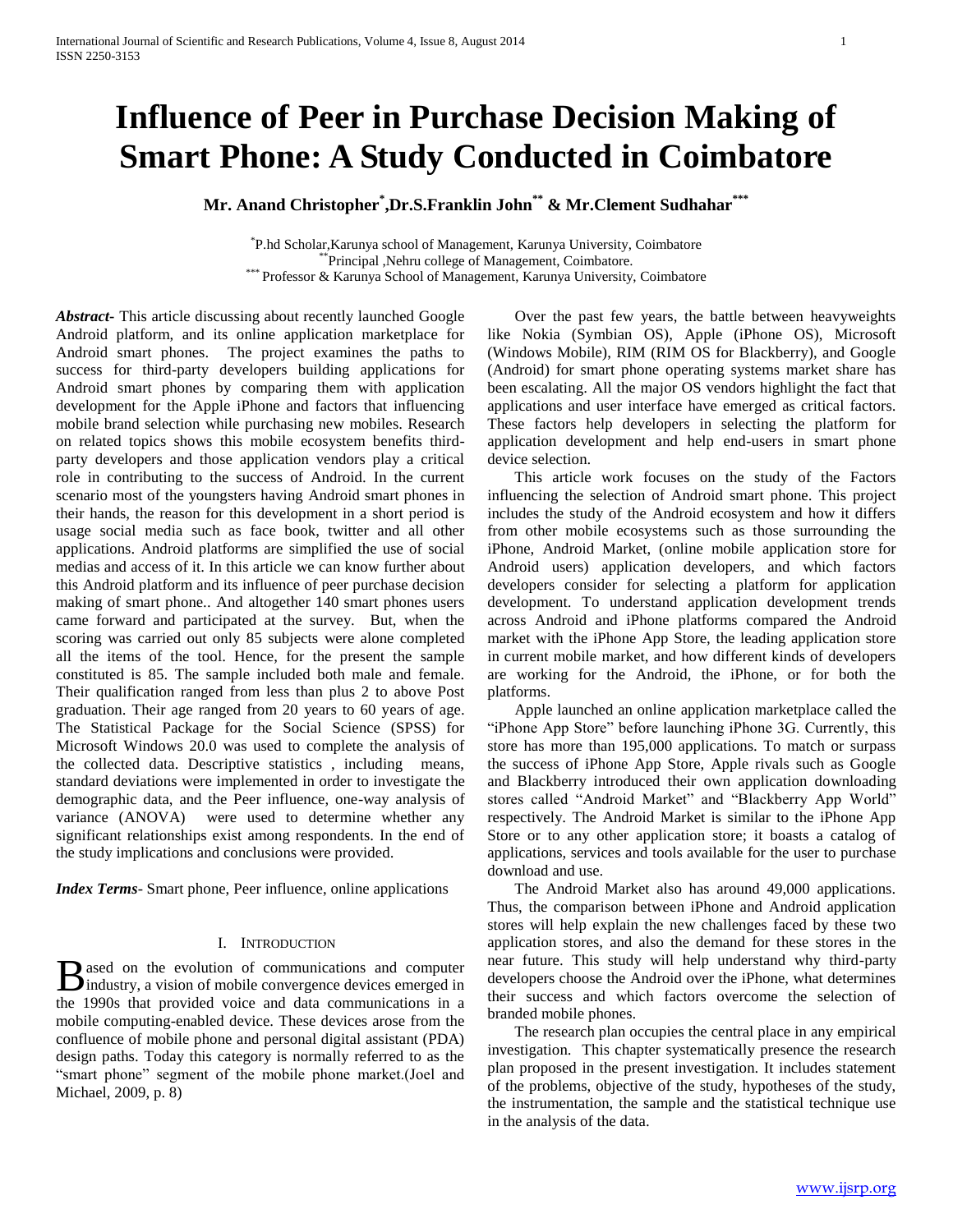# Influence of Peer in Purchase Decision Making of Smart Phone: A Study Conducted in Coimbatore

**Mr. Anand Christopher[*], Dr.S.Franklin John[**] & Mr.Clement Sudhahar[***]**

[*] P.hd Scholar,Karunya school of Management, Karunya University, Coimbatore
[**] Principal ,Nehru college of Management, Coimbatore.
[***] Professor & Karunya School of Management, Karunya University, Coimbatore

***Abstract*-** This article discussing about recently launched Google Android platform, and its online application marketplace for Android smart phones. The project examines the paths to success for third-party developers building applications for Android smart phones by comparing them with application development for the Apple iPhone and factors that influencing mobile brand selection while purchasing new mobiles. Research on related topics shows this mobile ecosystem benefits third-party developers and those application vendors play a critical role in contributing to the success of Android. In the current scenario most of the youngsters having Android smart phones in their hands, the reason for this development in a short period is usage social media such as face book, twitter and all other applications. Android platforms are simplified the use of social medias and access of it. In this article we can know further about this Android platform and its influence of peer purchase decision making of smart phone.. And altogether 140 smart phones users came forward and participated at the survey. But, when the scoring was carried out only 85 subjects were alone completed all the items of the tool. Hence, for the present the sample constituted is 85. The sample included both male and female. Their qualification ranged from less than plus 2 to above Post graduation. Their age ranged from 20 years to 60 years of age. The Statistical Package for the Social Science (SPSS) for Microsoft Windows 20.0 was used to complete the analysis of the collected data. Descriptive statistics , including means, standard deviations were implemented in order to investigate the demographic data, and the Peer influence, one-way analysis of variance (ANOVA) were used to determine whether any significant relationships exist among respondents. In the end of the study implications and conclusions were provided.

***Index Terms*-** Smart phone, Peer influence, online applications

## I. Introduction

Based on the evolution of communications and computer industry, a vision of mobile convergence devices emerged in the 1990s that provided voice and data communications in a mobile computing-enabled device. These devices arose from the confluence of mobile phone and personal digital assistant (PDA) design paths. Today this category is normally referred to as the "smart phone" segment of the mobile phone market.(Joel and Michael, 2009, p. 8)

Over the past few years, the battle between heavyweights like Nokia (Symbian OS), Apple (iPhone OS), Microsoft (Windows Mobile), RIM (RIM OS for Blackberry), and Google (Android) for smart phone operating systems market share has been escalating. All the major OS vendors highlight the fact that applications and user interface have emerged as critical factors. These factors help developers in selecting the platform for application development and help end-users in smart phone device selection.

This article work focuses on the study of the Factors influencing the selection of Android smart phone. This project includes the study of the Android ecosystem and how it differs from other mobile ecosystems such as those surrounding the iPhone, Android Market, (online mobile application store for Android users) application developers, and which factors developers consider for selecting a platform for application development. To understand application development trends across Android and iPhone platforms compared the Android market with the iPhone App Store, the leading application store in current mobile market, and how different kinds of developers are working for the Android, the iPhone, or for both the platforms.

Apple launched an online application marketplace called the "iPhone App Store" before launching iPhone 3G. Currently, this store has more than 195,000 applications. To match or surpass the success of iPhone App Store, Apple rivals such as Google and Blackberry introduced their own application downloading stores called "Android Market" and "Blackberry App World" respectively. The Android Market is similar to the iPhone App Store or to any other application store; it boasts a catalog of applications, services and tools available for the user to purchase download and use.

The Android Market also has around 49,000 applications. Thus, the comparison between iPhone and Android application stores will help explain the new challenges faced by these two application stores, and also the demand for these stores in the near future. This study will help understand why third-party developers choose the Android over the iPhone, what determines their success and which factors overcome the selection of branded mobile phones.

The research plan occupies the central place in any empirical investigation. This chapter systematically presence the research plan proposed in the present investigation. It includes statement of the problems, objective of the study, hypotheses of the study, the instrumentation, the sample and the statistical technique use in the analysis of the data.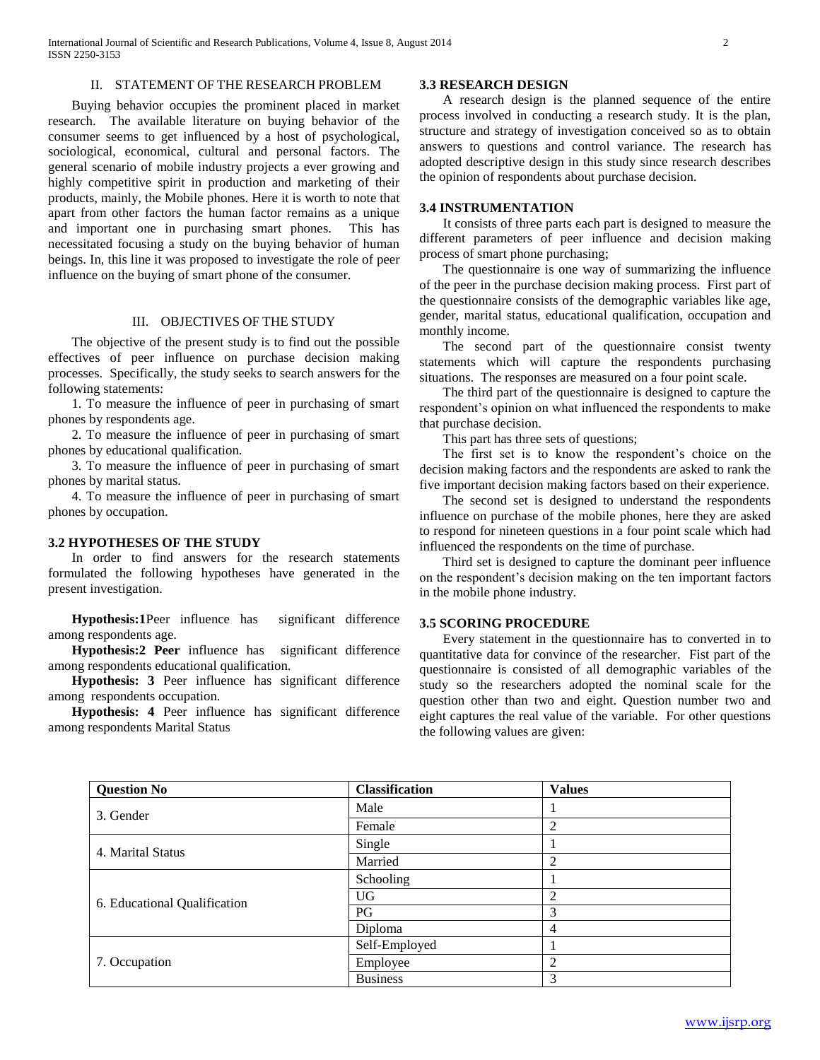## II. STATEMENT OF THE RESEARCH PROBLEM

Buying behavior occupies the prominent placed in market research. The available literature on buying behavior of the consumer seems to get influenced by a host of psychological, sociological, economical, cultural and personal factors. The general scenario of mobile industry projects a ever growing and highly competitive spirit in production and marketing of their products, mainly, the Mobile phones. Here it is worth to note that apart from other factors the human factor remains as a unique and important one in purchasing smart phones. This has necessitated focusing a study on the buying behavior of human beings. In, this line it was proposed to investigate the role of peer influence on the buying of smart phone of the consumer.

## III. OBJECTIVES OF THE STUDY

The objective of the present study is to find out the possible effectives of peer influence on purchase decision making processes. Specifically, the study seeks to search answers for the following statements:

1. To measure the influence of peer in purchasing of smart phones by respondents age.
2. To measure the influence of peer in purchasing of smart phones by educational qualification.
3. To measure the influence of peer in purchasing of smart phones by marital status.
4. To measure the influence of peer in purchasing of smart phones by occupation.

### 3.2 HYPOTHESES OF THE STUDY

In order to find answers for the research statements formulated the following hypotheses have generated in the present investigation.

**Hypothesis:1**Peer influence has significant difference among respondents age.

**Hypothesis:2 Peer** influence has significant difference among respondents educational qualification.

**Hypothesis: 3** Peer influence has significant difference among respondents occupation.

**Hypothesis: 4** Peer influence has significant difference among respondents Marital Status

### 3.3 RESEARCH DESIGN

A research design is the planned sequence of the entire process involved in conducting a research study. It is the plan, structure and strategy of investigation conceived so as to obtain answers to questions and control variance. The research has adopted descriptive design in this study since research describes the opinion of respondents about purchase decision.

### 3.4 INSTRUMENTATION

It consists of three parts each part is designed to measure the different parameters of peer influence and decision making process of smart phone purchasing;

The questionnaire is one way of summarizing the influence of the peer in the purchase decision making process. First part of the questionnaire consists of the demographic variables like age, gender, marital status, educational qualification, occupation and monthly income.

The second part of the questionnaire consist twenty statements which will capture the respondents purchasing situations. The responses are measured on a four point scale.

The third part of the questionnaire is designed to capture the respondent's opinion on what influenced the respondents to make that purchase decision.

This part has three sets of questions;

The first set is to know the respondent's choice on the decision making factors and the respondents are asked to rank the five important decision making factors based on their experience.

The second set is designed to understand the respondents influence on purchase of the mobile phones, here they are asked to respond for nineteen questions in a four point scale which had influenced the respondents on the time of purchase.

Third set is designed to capture the dominant peer influence on the respondent's decision making on the ten important factors in the mobile phone industry.

### 3.5 SCORING PROCEDURE

Every statement in the questionnaire has to converted in to quantitative data for convince of the researcher. Fist part of the questionnaire is consisted of all demographic variables of the study so the researchers adopted the nominal scale for the question other than two and eight. Question number two and eight captures the real value of the variable. For other questions the following values are given:

| Question No | Classification | Values |
|---|---|---|
| 3. Gender | Male | 1 |
| | Female | 2 |
| 4. Marital Status | Single | 1 |
| | Married | 2 |
| 6. Educational Qualification | Schooling | 1 |
| | UG | 2 |
| | PG | 3 |
| | Diploma | 4 |
| 7. Occupation | Self-Employed | 1 |
| | Employee | 2 |
| | Business | 3 |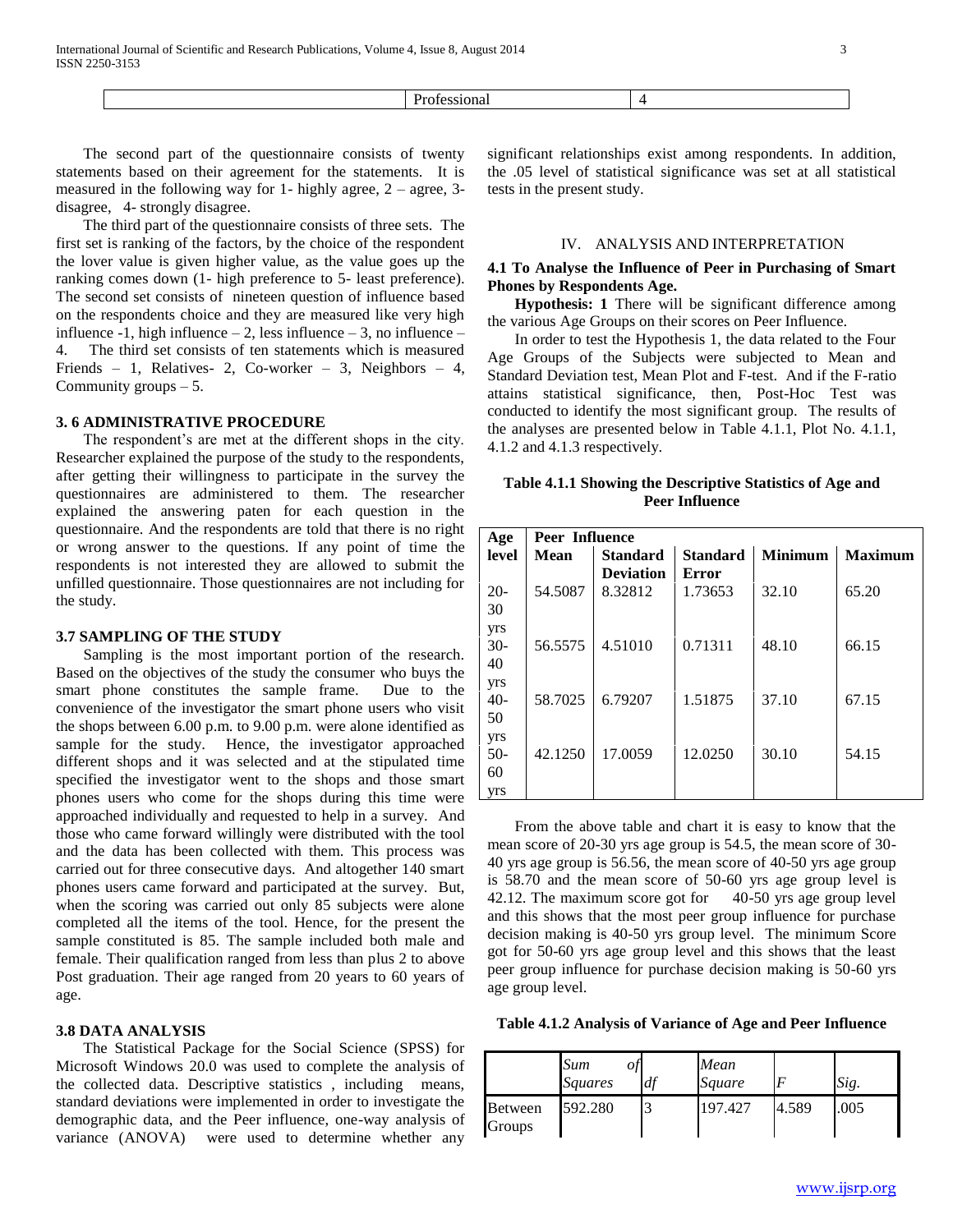| | Professional | 4 |
|---|---|---|

The second part of the questionnaire consists of twenty statements based on their agreement for the statements. It is measured in the following way for 1- highly agree, 2 – agree, 3- disagree, 4- strongly disagree.

The third part of the questionnaire consists of three sets. The first set is ranking of the factors, by the choice of the respondent the lover value is given higher value, as the value goes up the ranking comes down (1- high preference to 5- least preference). The second set consists of nineteen question of influence based on the respondents choice and they are measured like very high influence -1, high influence – 2, less influence – 3, no influence – 4. The third set consists of ten statements which is measured Friends – 1, Relatives- 2, Co-worker – 3, Neighbors – 4, Community groups – 5.

### 3. 6 ADMINISTRATIVE PROCEDURE

The respondent's are met at the different shops in the city. Researcher explained the purpose of the study to the respondents, after getting their willingness to participate in the survey the questionnaires are administered to them. The researcher explained the answering paten for each question in the questionnaire. And the respondents are told that there is no right or wrong answer to the questions. If any point of time the respondents is not interested they are allowed to submit the unfilled questionnaire. Those questionnaires are not including for the study.

### 3.7 SAMPLING OF THE STUDY

Sampling is the most important portion of the research. Based on the objectives of the study the consumer who buys the smart phone constitutes the sample frame. Due to the convenience of the investigator the smart phone users who visit the shops between 6.00 p.m. to 9.00 p.m. were alone identified as sample for the study. Hence, the investigator approached different shops and it was selected and at the stipulated time specified the investigator went to the shops and those smart phones users who come for the shops during this time were approached individually and requested to help in a survey. And those who came forward willingly were distributed with the tool and the data has been collected with them. This process was carried out for three consecutive days. And altogether 140 smart phones users came forward and participated at the survey. But, when the scoring was carried out only 85 subjects were alone completed all the items of the tool. Hence, for the present the sample constituted is 85. The sample included both male and female. Their qualification ranged from less than plus 2 to above Post graduation. Their age ranged from 20 years to 60 years of age.

### 3.8 DATA ANALYSIS

The Statistical Package for the Social Science (SPSS) for Microsoft Windows 20.0 was used to complete the analysis of the collected data. Descriptive statistics , including means, standard deviations were implemented in order to investigate the demographic data, and the Peer influence, one-way analysis of variance (ANOVA) were used to determine whether any significant relationships exist among respondents. In addition, the .05 level of statistical significance was set at all statistical tests in the present study.

## IV. ANALYSIS AND INTERPRETATION

### 4.1 To Analyse the Influence of Peer in Purchasing of Smart Phones by Respondents Age.

**Hypothesis: 1** There will be significant difference among the various Age Groups on their scores on Peer Influence.

In order to test the Hypothesis 1, the data related to the Four Age Groups of the Subjects were subjected to Mean and Standard Deviation test, Mean Plot and F-test. And if the F-ratio attains statistical significance, then, Post-Hoc Test was conducted to identify the most significant group. The results of the analyses are presented below in Table 4.1.1, Plot No. 4.1.1, 4.1.2 and 4.1.3 respectively.

**Table 4.1.1 Showing the Descriptive Statistics of Age and Peer Influence**

| Age level | Peer Influence | | | | |
|---|---|---|---|---|---|
| | **Mean** | **Standard Deviation** | **Standard Error** | **Minimum** | **Maximum** |
| 20-30 yrs | 54.5087 | 8.32812 | 1.73653 | 32.10 | 65.20 |
| 30-40 yrs | 56.5575 | 4.51010 | 0.71311 | 48.10 | 66.15 |
| 40-50 yrs | 58.7025 | 6.79207 | 1.51875 | 37.10 | 67.15 |
| 50-60 yrs | 42.1250 | 17.0059 | 12.0250 | 30.10 | 54.15 |

From the above table and chart it is easy to know that the mean score of 20-30 yrs age group is 54.5, the mean score of 30-40 yrs age group is 56.56, the mean score of 40-50 yrs age group is 58.70 and the mean score of 50-60 yrs age group level is 42.12. The maximum score got for 40-50 yrs age group level and this shows that the most peer group influence for purchase decision making is 40-50 yrs group level. The minimum Score got for 50-60 yrs age group level and this shows that the least peer group influence for purchase decision making is 50-60 yrs age group level.

**Table 4.1.2 Analysis of Variance of Age and Peer Influence**

| | *Sum of Squares* | *df* | *Mean Square* | *F* | *Sig.* |
|---|---|---|---|---|---|
| Between Groups | 592.280 | 3 | 197.427 | 4.589 | .005 |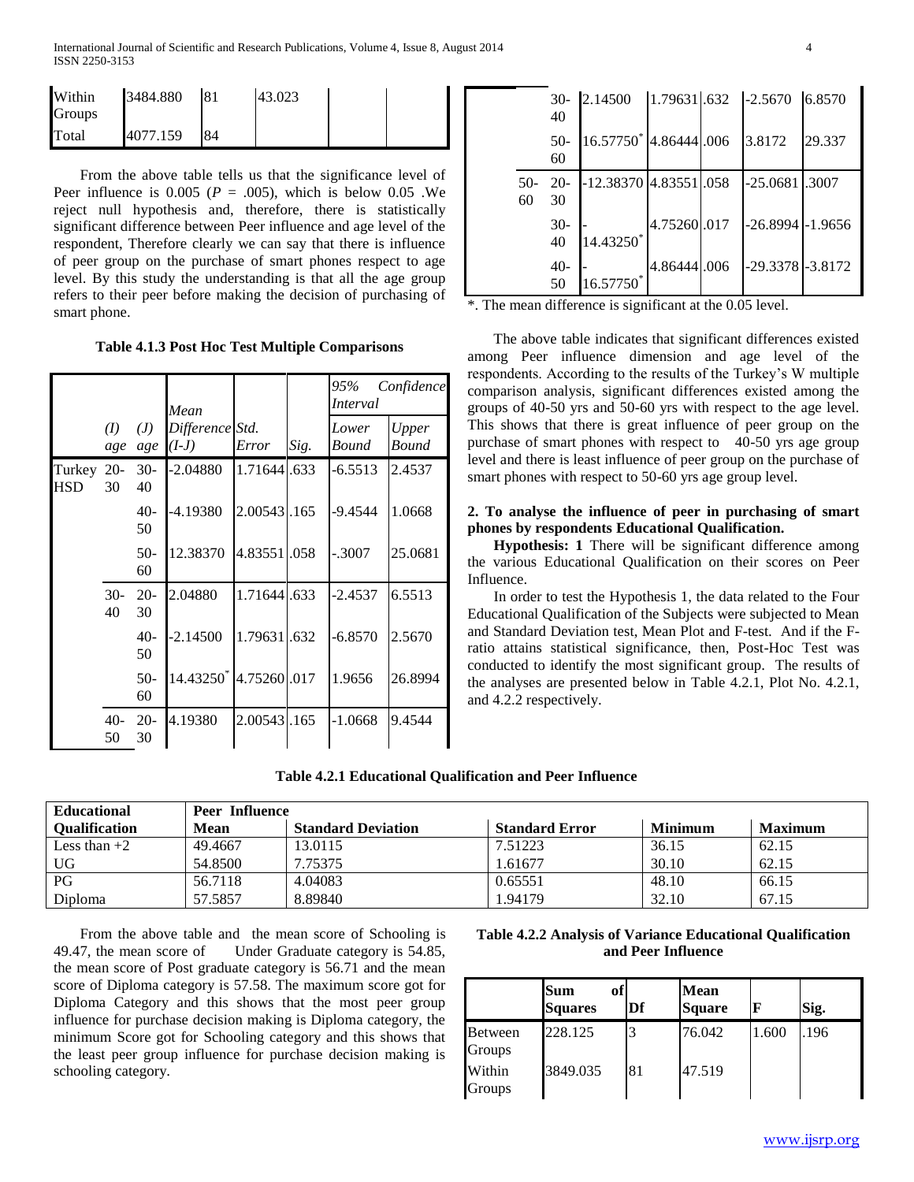| | | | | | |
|---|---|---|---|---|---|
| Within Groups | 3484.880 | 81 | 43.023 | | |
| Total | 4077.159 | 84 | | | |

From the above table tells us that the significance level of Peer influence is 0.005 ($P$ = .005), which is below 0.05 .We reject null hypothesis and, therefore, there is statistically significant difference between Peer influence and age level of the respondent, Therefore clearly we can say that there is influence of peer group on the purchase of smart phones respect to age level. By this study the understanding is that all the age group refers to their peer before making the decision of purchasing of smart phone.

**Table 4.1.3 Post Hoc Test Multiple Comparisons**

| | (I) age | (J) age | Mean Difference (I-J) | Std. Error | Sig. | 95% Confidence Interval Lower Bound | Upper Bound |
|---|---|---|---|---|---|---|---|
| Turkey HSD | 20-30 | 30-40 | -2.04880 | 1.71644 | .633 | -6.5513 | 2.4537 |
| | | 40-50 | -4.19380 | 2.00543 | .165 | -9.4544 | 1.0668 |
| | | 50-60 | 12.38370 | 4.83551 | .058 | -.3007 | 25.0681 |
| | 30-40 | 20-30 | 2.04880 | 1.71644 | .633 | -2.4537 | 6.5513 |
| | | 40-50 | -2.14500 | 1.79631 | .632 | -6.8570 | 2.5670 |
| | | 50-60 | 14.43250* | 4.75260 | .017 | 1.9656 | 26.8994 |
| | 40-50 | 20-30 | 4.19380 | 2.00543 | .165 | -1.0668 | 9.4544 |
| | | 30-40 | 2.14500 | 1.79631 | .632 | -2.5670 | 6.8570 |
| | | 50-60 | 16.57750* | 4.86444 | .006 | 3.8172 | 29.337 |
| | 50-60 | 20-30 | -12.38370 | 4.83551 | .058 | -25.0681 | .3007 |
| | | 30-40 | -14.43250* | 4.75260 | .017 | -26.8994 | -1.9656 |
| | | 40-50 | -16.57750* | 4.86444 | .006 | -29.3378 | -3.8172 |

*. The mean difference is significant at the 0.05 level.

The above table indicates that significant differences existed among Peer influence dimension and age level of the respondents. According to the results of the Turkey's W multiple comparison analysis, significant differences existed among the groups of 40-50 yrs and 50-60 yrs with respect to the age level. This shows that there is great influence of peer group on the purchase of smart phones with respect to 40-50 yrs age group level and there is least influence of peer group on the purchase of smart phones with respect to 50-60 yrs age group level.

**2. To analyse the influence of peer in purchasing of smart phones by respondents Educational Qualification.**

**Hypothesis: 1** There will be significant difference among the various Educational Qualification on their scores on Peer Influence.

In order to test the Hypothesis 1, the data related to the Four Educational Qualification of the Subjects were subjected to Mean and Standard Deviation test, Mean Plot and F-test. And if the F-ratio attains statistical significance, then, Post-Hoc Test was conducted to identify the most significant group. The results of the analyses are presented below in Table 4.2.1, Plot No. 4.2.1, and 4.2.2 respectively.

**Table 4.2.1 Educational Qualification and Peer Influence**

| Educational Qualification | Peer Influence Mean | Standard Deviation | Standard Error | Minimum | Maximum |
|---|---|---|---|---|---|
| Less than +2 | 49.4667 | 13.0115 | 7.51223 | 36.15 | 62.15 |
| UG | 54.8500 | 7.75375 | 1.61677 | 30.10 | 62.15 |
| PG | 56.7118 | 4.04083 | 0.65551 | 48.10 | 66.15 |
| Diploma | 57.5857 | 8.89840 | 1.94179 | 32.10 | 67.15 |

From the above table and the mean score of Schooling is 49.47, the mean score of Under Graduate category is 54.85, the mean score of Post graduate category is 56.71 and the mean score of Diploma category is 57.58. The maximum score got for Diploma Category and this shows that the most peer group influence for purchase decision making is Diploma category, the minimum Score got for Schooling category and this shows that the least peer group influence for purchase decision making is schooling category.

**Table 4.2.2 Analysis of Variance Educational Qualification and Peer Influence**

| | Sum of Squares | Df | Mean Square | F | Sig. |
|---|---|---|---|---|---|
| Between Groups | 228.125 | 3 | 76.042 | 1.600 | .196 |
| Within Groups | 3849.035 | 81 | 47.519 | | |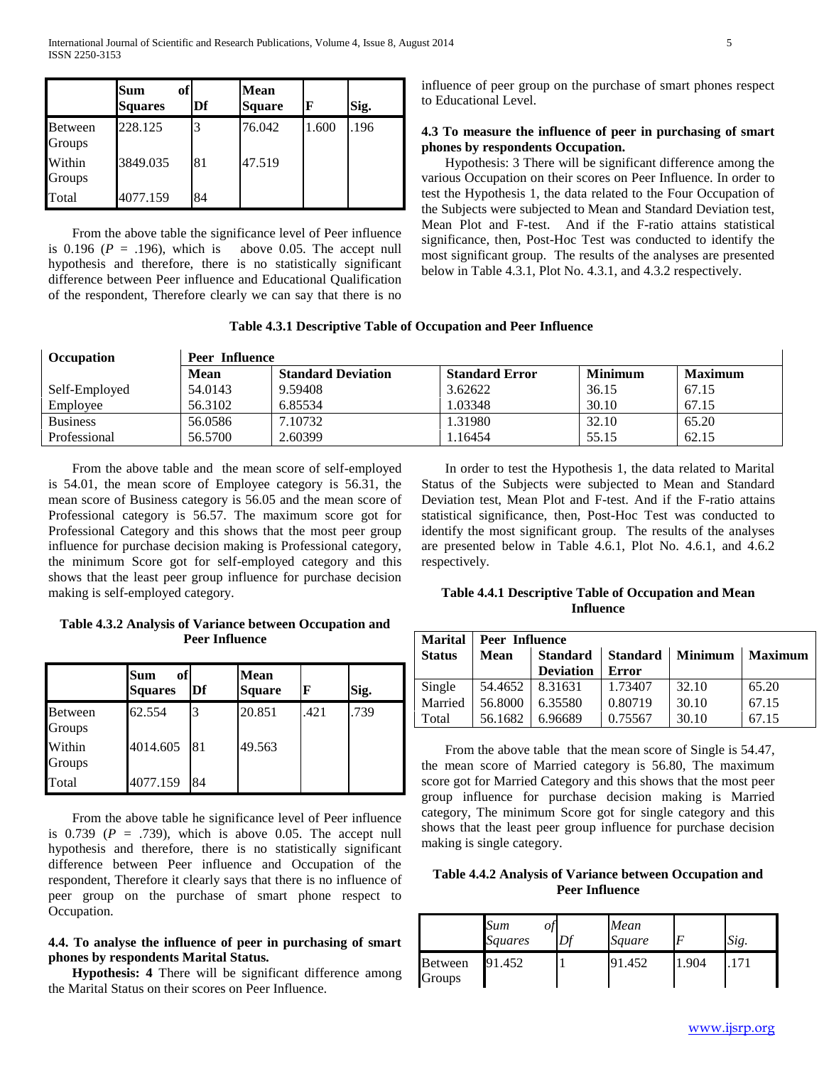| | Sum of Squares | Df | Mean Square | F | Sig. |
|---|---|---|---|---|---|
| Between Groups | 228.125 | 3 | 76.042 | 1.600 | .196 |
| Within Groups | 3849.035 | 81 | 47.519 | | |
| Total | 4077.159 | 84 | | | |

From the above table the significance level of Peer influence is 0.196 ($P = .196$), which is above 0.05. The accept null hypothesis and therefore, there is no statistically significant difference between Peer influence and Educational Qualification of the respondent, Therefore clearly we can say that there is no influence of peer group on the purchase of smart phones respect to Educational Level.

### 4.3 To measure the influence of peer in purchasing of smart phones by respondents Occupation.

Hypothesis: 3 There will be significant difference among the various Occupation on their scores on Peer Influence. In order to test the Hypothesis 1, the data related to the Four Occupation of the Subjects were subjected to Mean and Standard Deviation test, Mean Plot and F-test. And if the F-ratio attains statistical significance, then, Post-Hoc Test was conducted to identify the most significant group. The results of the analyses are presented below in Table 4.3.1, Plot No. 4.3.1, and 4.3.2 respectively.

**Table 4.3.1 Descriptive Table of Occupation and Peer Influence**

| Occupation | Peer Influence | | | | |
|---|---|---|---|---|---|
| | Mean | Standard Deviation | Standard Error | Minimum | Maximum |
| Self-Employed | 54.0143 | 9.59408 | 3.62622 | 36.15 | 67.15 |
| Employee | 56.3102 | 6.85534 | 1.03348 | 30.10 | 67.15 |
| Business | 56.0586 | 7.10732 | 1.31980 | 32.10 | 65.20 |
| Professional | 56.5700 | 2.60399 | 1.16454 | 55.15 | 62.15 |

From the above table and the mean score of self-employed is 54.01, the mean score of Employee category is 56.31, the mean score of Business category is 56.05 and the mean score of Professional category is 56.57. The maximum score got for Professional Category and this shows that the most peer group influence for purchase decision making is Professional category, the minimum Score got for self-employed category and this shows that the least peer group influence for purchase decision making is self-employed category.

**Table 4.3.2 Analysis of Variance between Occupation and Peer Influence**

| | Sum of Squares | Df | Mean Square | F | Sig. |
|---|---|---|---|---|---|
| Between Groups | 62.554 | 3 | 20.851 | .421 | .739 |
| Within Groups | 4014.605 | 81 | 49.563 | | |
| Total | 4077.159 | 84 | | | |

From the above table he significance level of Peer influence is 0.739 ($P = .739$), which is above 0.05. The accept null hypothesis and therefore, there is no statistically significant difference between Peer influence and Occupation of the respondent, Therefore it clearly says that there is no influence of peer group on the purchase of smart phone respect to Occupation.

### 4.4. To analyse the influence of peer in purchasing of smart phones by respondents Marital Status.

**Hypothesis: 4** There will be significant difference among the Marital Status on their scores on Peer Influence.

In order to test the Hypothesis 1, the data related to Marital Status of the Subjects were subjected to Mean and Standard Deviation test, Mean Plot and F-test. And if the F-ratio attains statistical significance, then, Post-Hoc Test was conducted to identify the most significant group. The results of the analyses are presented below in Table 4.6.1, Plot No. 4.6.1, and 4.6.2 respectively.

**Table 4.4.1 Descriptive Table of Occupation and Mean Influence**

| Marital Status | Peer Influence | | | | |
|---|---|---|---|---|---|
| | Mean | Standard Deviation | Standard Error | Minimum | Maximum |
| Single | 54.4652 | 8.31631 | 1.73407 | 32.10 | 65.20 |
| Married | 56.8000 | 6.35580 | 0.80719 | 30.10 | 67.15 |
| Total | 56.1682 | 6.96689 | 0.75567 | 30.10 | 67.15 |

From the above table that the mean score of Single is 54.47, the mean score of Married category is 56.80, The maximum score got for Married Category and this shows that the most peer group influence for purchase decision making is Married category, The minimum Score got for single category and this shows that the least peer group influence for purchase decision making is single category.

**Table 4.4.2 Analysis of Variance between Occupation and Peer Influence**

| | *Sum of Squares* | *Df* | *Mean Square* | *F* | *Sig.* |
|---|---|---|---|---|---|
| Between Groups | 91.452 | 1 | 91.452 | 1.904 | .171 |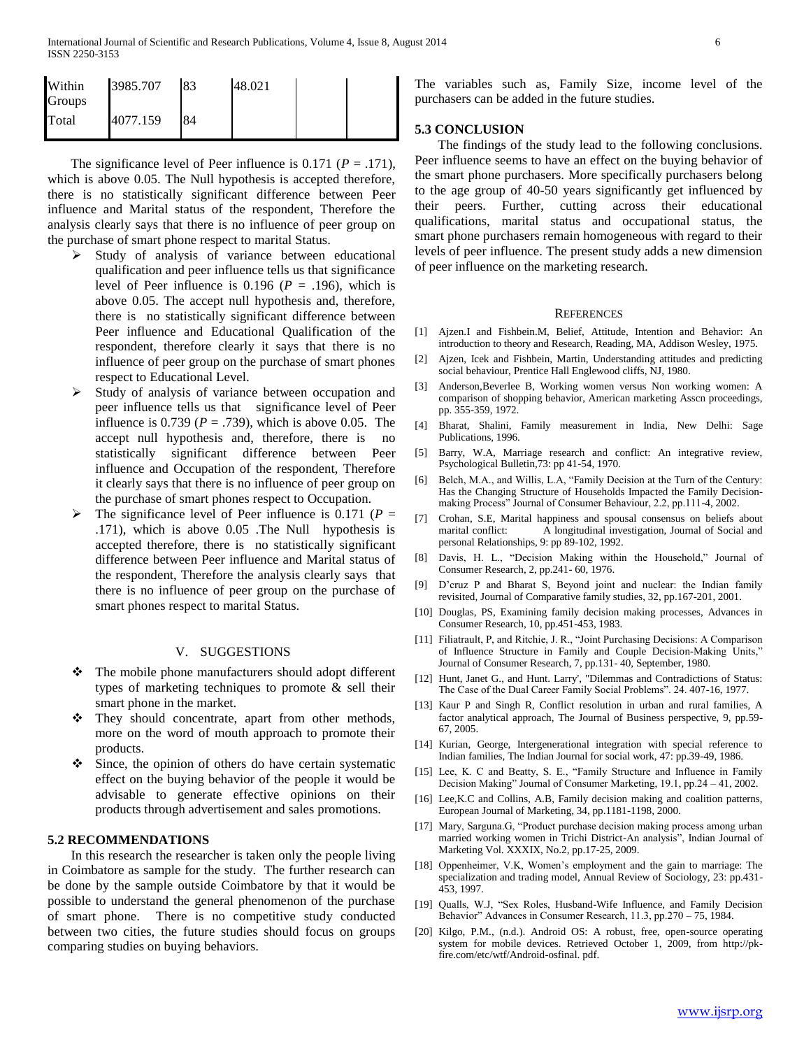| | | | | | |
|---|---|---|---|---|---|
| Within Groups | 3985.707 | 83 | 48.021 | | |
| Total | 4077.159 | 84 | | | |

The significance level of Peer influence is 0.171 (*P* = .171), which is above 0.05. The Null hypothesis is accepted therefore, there is no statistically significant difference between Peer influence and Marital status of the respondent, Therefore the analysis clearly says that there is no influence of peer group on the purchase of smart phone respect to marital Status.

- Study of analysis of variance between educational qualification and peer influence tells us that significance level of Peer influence is 0.196 (*P* = .196), which is above 0.05. The accept null hypothesis and, therefore, there is no statistically significant difference between Peer influence and Educational Qualification of the respondent, therefore clearly it says that there is no influence of peer group on the purchase of smart phones respect to Educational Level.
- Study of analysis of variance between occupation and peer influence tells us that significance level of Peer influence is 0.739 (*P* = .739), which is above 0.05. The accept null hypothesis and, therefore, there is no statistically significant difference between Peer influence and Occupation of the respondent, Therefore it clearly says that there is no influence of peer group on the purchase of smart phones respect to Occupation.
- The significance level of Peer influence is 0.171 (*P* = .171), which is above 0.05 .The Null hypothesis is accepted therefore, there is no statistically significant difference between Peer influence and Marital status of the respondent, Therefore the analysis clearly says that there is no influence of peer group on the purchase of smart phones respect to marital Status.

## V. SUGGESTIONS

- The mobile phone manufacturers should adopt different types of marketing techniques to promote & sell their smart phone in the market.
- They should concentrate, apart from other methods, more on the word of mouth approach to promote their products.
- Since, the opinion of others do have certain systematic effect on the buying behavior of the people it would be advisable to generate effective opinions on their products through advertisement and sales promotions.

### 5.2 RECOMMENDATIONS

In this research the researcher is taken only the people living in Coimbatore as sample for the study. The further research can be done by the sample outside Coimbatore by that it would be possible to understand the general phenomenon of the purchase of smart phone. There is no competitive study conducted between two cities, the future studies should focus on groups comparing studies on buying behaviors.

The variables such as, Family Size, income level of the purchasers can be added in the future studies.

### 5.3 CONCLUSION

The findings of the study lead to the following conclusions. Peer influence seems to have an effect on the buying behavior of the smart phone purchasers. More specifically purchasers belong to the age group of 40-50 years significantly get influenced by their peers. Further, cutting across their educational qualifications, marital status and occupational status, the smart phone purchasers remain homogeneous with regard to their levels of peer influence. The present study adds a new dimension of peer influence on the marketing research.

## REFERENCES

[1] Ajzen.I and Fishbein.M, Belief, Attitude, Intention and Behavior: An introduction to theory and Research, Reading, MA, Addison Wesley, 1975.

[2] Ajzen, Icek and Fishbein, Martin, Understanding attitudes and predicting social behaviour, Prentice Hall Englewood cliffs, NJ, 1980.

[3] Anderson,Beverlee B, Working women versus Non working women: A comparison of shopping behavior, American marketing Asscn proceedings, pp. 355-359, 1972.

[4] Bharat, Shalini, Family measurement in India, New Delhi: Sage Publications, 1996.

[5] Barry, W.A, Marriage research and conflict: An integrative review, Psychological Bulletin,73: pp 41-54, 1970.

[6] Belch, M.A., and Willis, L.A, "Family Decision at the Turn of the Century: Has the Changing Structure of Households Impacted the Family Decision-making Process" Journal of Consumer Behaviour, 2.2, pp.111-4, 2002.

[7] Crohan, S.E, Marital happiness and spousal consensus on beliefs about marital conflict: A longitudinal investigation, Journal of Social and personal Relationships, 9: pp 89-102, 1992.

[8] Davis, H. L., "Decision Making within the Household," Journal of Consumer Research, 2, pp.241- 60, 1976.

[9] D'cruz P and Bharat S, Beyond joint and nuclear: the Indian family revisited, Journal of Comparative family studies, 32, pp.167-201, 2001.

[10] Douglas, PS, Examining family decision making processes, Advances in Consumer Research, 10, pp.451-453, 1983.

[11] Filiatrault, P, and Ritchie, J. R., "Joint Purchasing Decisions: A Comparison of Influence Structure in Family and Couple Decision-Making Units," Journal of Consumer Research, 7, pp.131- 40, September, 1980.

[12] Hunt, Janet G., and Hunt. Larry', "Dilemmas and Contradictions of Status: The Case of the Dual Career Family Social Problems". 24. 407-16, 1977.

[13] Kaur P and Singh R, Conflict resolution in urban and rural families, A factor analytical approach, The Journal of Business perspective, 9, pp.59-67, 2005.

[14] Kurian, George, Intergenerational integration with special reference to Indian families, The Indian Journal for social work, 47: pp.39-49, 1986.

[15] Lee, K. C and Beatty, S. E., "Family Structure and Influence in Family Decision Making" Journal of Consumer Marketing, 19.1, pp.24 – 41, 2002.

[16] Lee,K.C and Collins, A.B, Family decision making and coalition patterns, European Journal of Marketing, 34, pp.1181-1198, 2000.

[17] Mary, Sarguna.G, "Product purchase decision making process among urban married working women in Trichi District-An analysis", Indian Journal of Marketing Vol. XXXIX, No.2, pp.17-25, 2009.

[18] Oppenheimer, V.K, Women's employment and the gain to marriage: The specialization and trading model, Annual Review of Sociology, 23: pp.431-453, 1997.

[19] Qualls, W.J, "Sex Roles, Husband-Wife Influence, and Family Decision Behavior" Advances in Consumer Research, 11.3, pp.270 – 75, 1984.

[20] Kilgo, P.M., (n.d.). Android OS: A robust, free, open-source operating system for mobile devices. Retrieved October 1, 2009, from http://pk-fire.com/etc/wtf/Android-osfinal. pdf.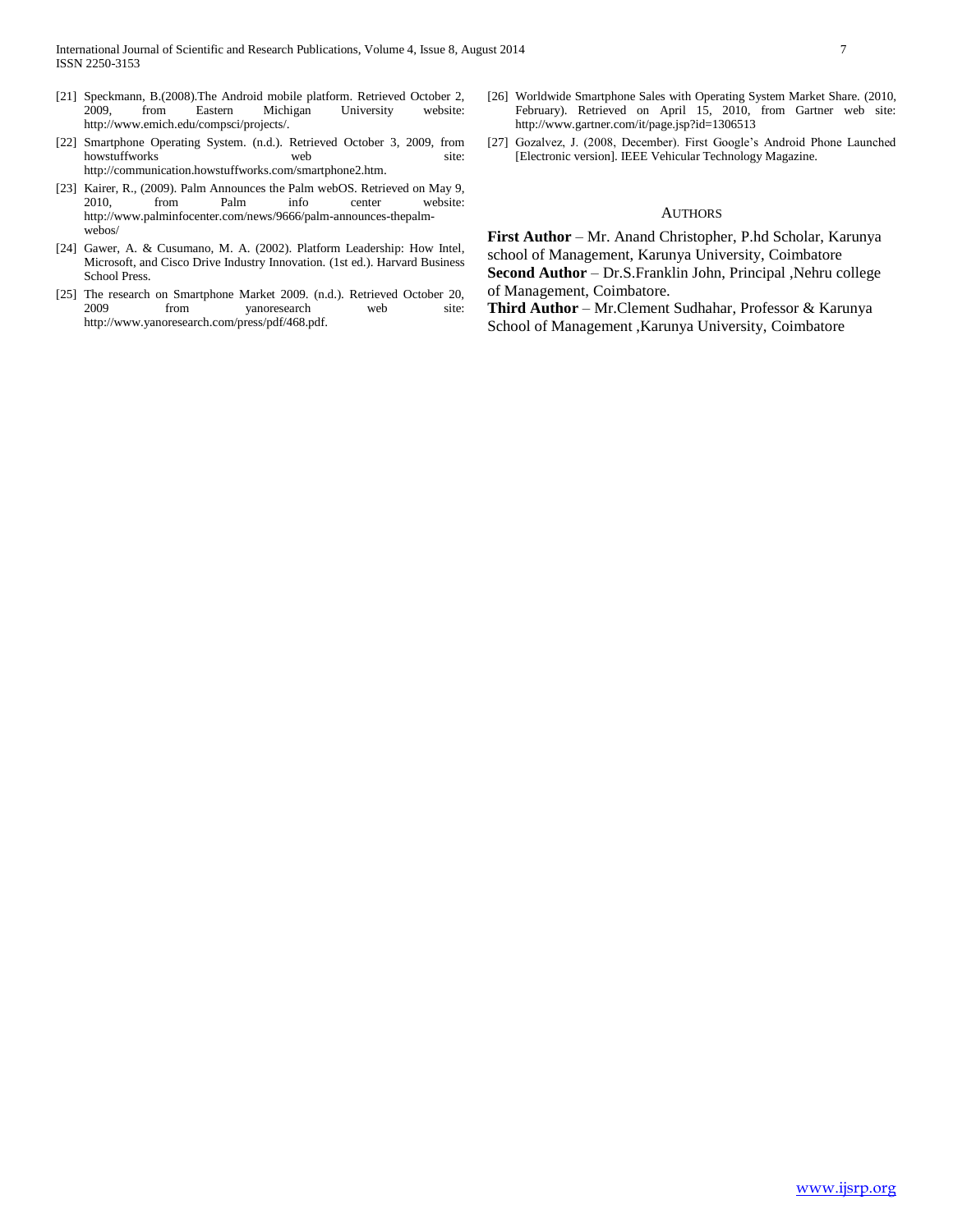[21] Speckmann, B.(2008).The Android mobile platform. Retrieved October 2, 2009, from Eastern Michigan University website: http://www.emich.edu/compsci/projects/.

[22] Smartphone Operating System. (n.d.). Retrieved October 3, 2009, from howstuffworks web site: http://communication.howstuffworks.com/smartphone2.htm.

[23] Kairer, R., (2009). Palm Announces the Palm webOS. Retrieved on May 9, 2010, from Palm info center website: http://www.palminfocenter.com/news/9666/palm-announces-thepalm-webos/

[24] Gawer, A. & Cusumano, M. A. (2002). Platform Leadership: How Intel, Microsoft, and Cisco Drive Industry Innovation. (1st ed.). Harvard Business School Press.

[25] The research on Smartphone Market 2009. (n.d.). Retrieved October 20, 2009 from yanoresearch web site: http://www.yanoresearch.com/press/pdf/468.pdf.

[26] Worldwide Smartphone Sales with Operating System Market Share. (2010, February). Retrieved on April 15, 2010, from Gartner web site: http://www.gartner.com/it/page.jsp?id=1306513

[27] Gozalvez, J. (2008, December). First Google's Android Phone Launched [Electronic version]. IEEE Vehicular Technology Magazine.

## AUTHORS

**First Author** – Mr. Anand Christopher, P.hd Scholar, Karunya school of Management, Karunya University, Coimbatore

**Second Author** – Dr.S.Franklin John, Principal ,Nehru college of Management, Coimbatore.

**Third Author** – Mr.Clement Sudhahar, Professor & Karunya School of Management ,Karunya University, Coimbatore